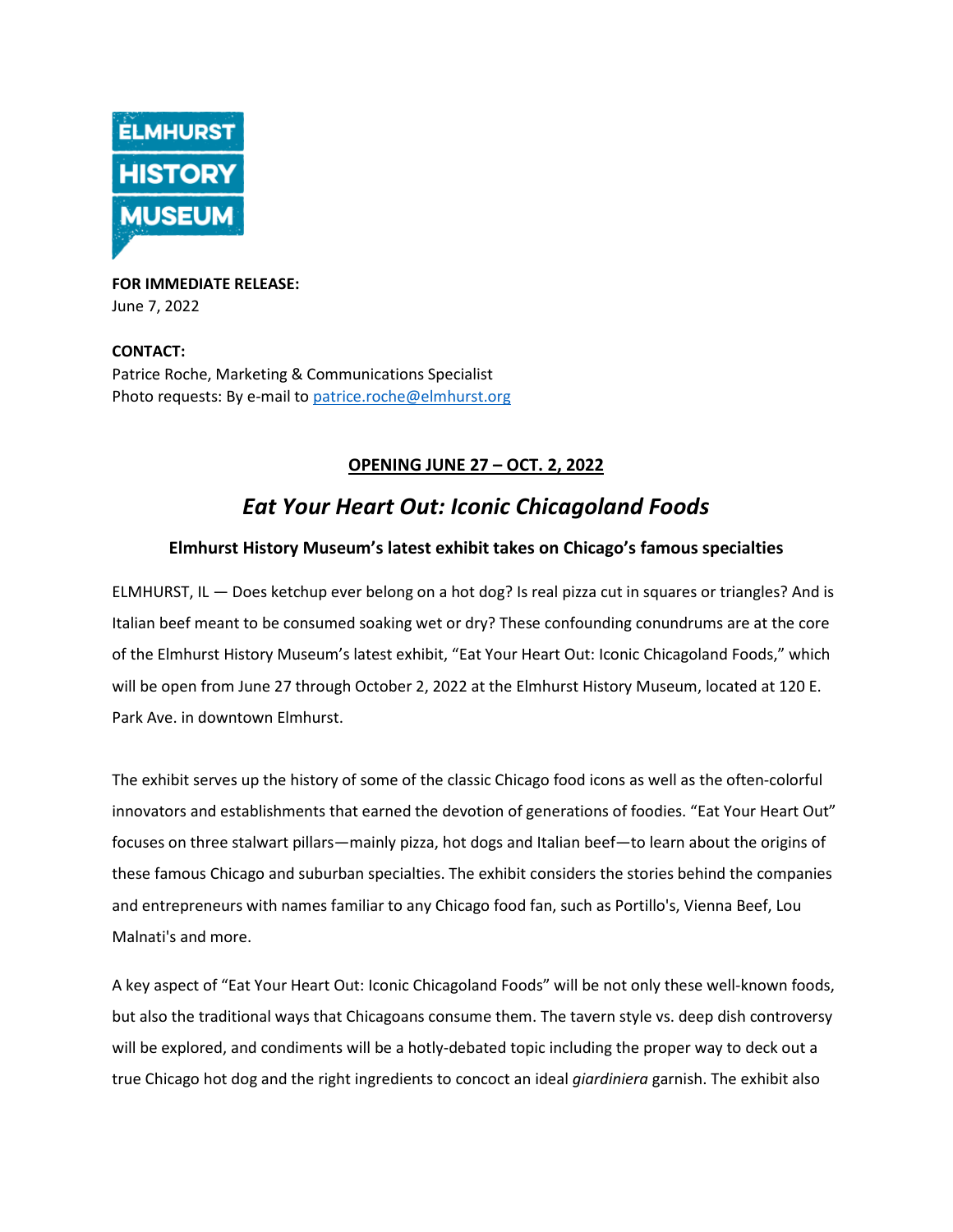ELMHURST HISTORY MUSEUM

**FOR IMMEDIATE RELEASE:**
June 7, 2022

**CONTACT:**
Patrice Roche, Marketing & Communications Specialist
Photo requests: By e-mail to patrice.roche@elmhurst.org

**OPENING JUNE 27 – OCT. 2, 2022**

# *Eat Your Heart Out: Iconic Chicagoland Foods*

### Elmhurst History Museum's latest exhibit takes on Chicago's famous specialties

ELMHURST, IL — Does ketchup ever belong on a hot dog? Is real pizza cut in squares or triangles? And is Italian beef meant to be consumed soaking wet or dry? These confounding conundrums are at the core of the Elmhurst History Museum's latest exhibit, "Eat Your Heart Out: Iconic Chicagoland Foods," which will be open from June 27 through October 2, 2022 at the Elmhurst History Museum, located at 120 E. Park Ave. in downtown Elmhurst.

The exhibit serves up the history of some of the classic Chicago food icons as well as the often-colorful innovators and establishments that earned the devotion of generations of foodies. "Eat Your Heart Out" focuses on three stalwart pillars—mainly pizza, hot dogs and Italian beef—to learn about the origins of these famous Chicago and suburban specialties. The exhibit considers the stories behind the companies and entrepreneurs with names familiar to any Chicago food fan, such as Portillo's, Vienna Beef, Lou Malnati's and more.

A key aspect of "Eat Your Heart Out: Iconic Chicagoland Foods" will be not only these well-known foods, but also the traditional ways that Chicagoans consume them. The tavern style vs. deep dish controversy will be explored, and condiments will be a hotly-debated topic including the proper way to deck out a true Chicago hot dog and the right ingredients to concoct an ideal *giardiniera* garnish. The exhibit also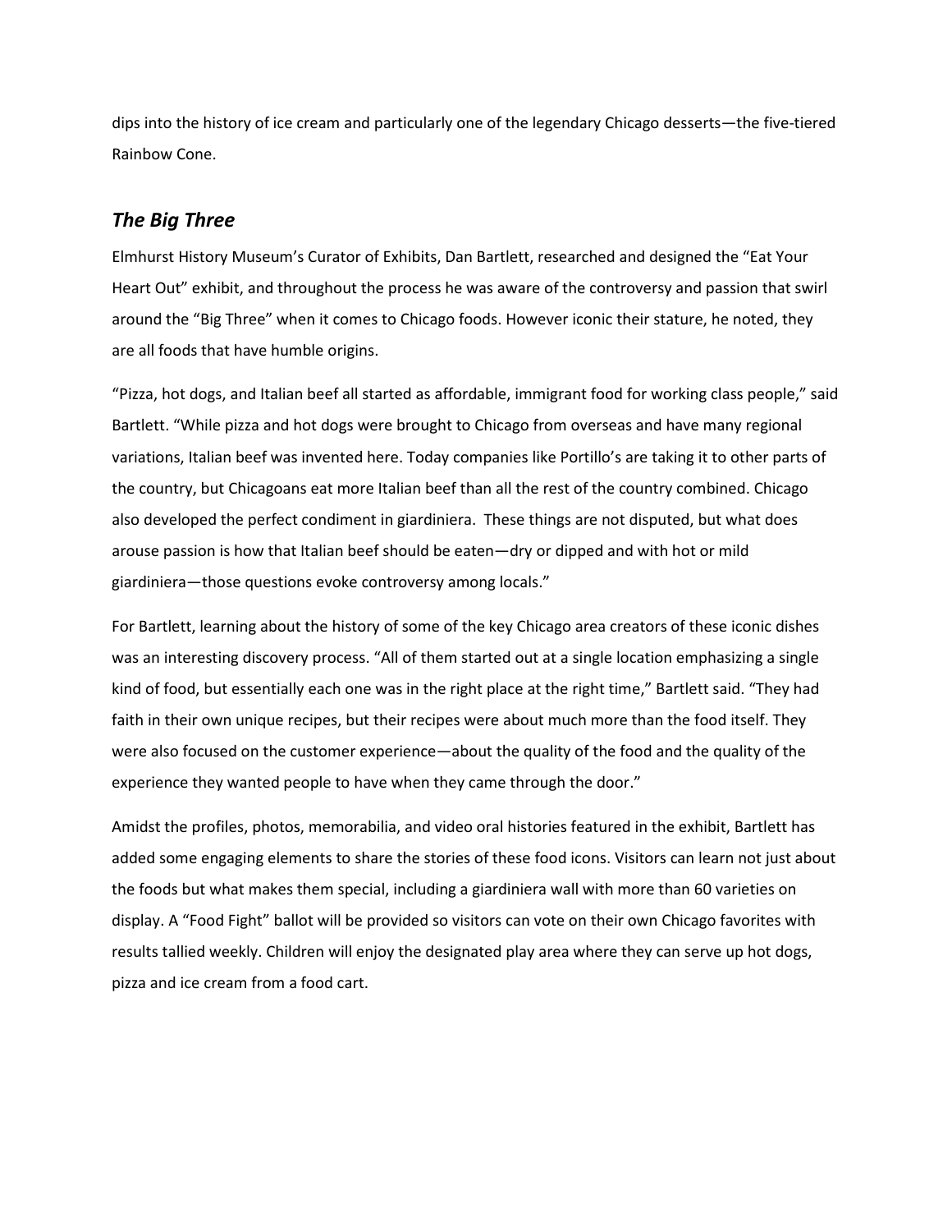dips into the history of ice cream and particularly one of the legendary Chicago desserts—the five-tiered Rainbow Cone.

## *The Big Three*

Elmhurst History Museum's Curator of Exhibits, Dan Bartlett, researched and designed the "Eat Your Heart Out" exhibit, and throughout the process he was aware of the controversy and passion that swirl around the "Big Three" when it comes to Chicago foods. However iconic their stature, he noted, they are all foods that have humble origins.

"Pizza, hot dogs, and Italian beef all started as affordable, immigrant food for working class people," said Bartlett. "While pizza and hot dogs were brought to Chicago from overseas and have many regional variations, Italian beef was invented here. Today companies like Portillo's are taking it to other parts of the country, but Chicagoans eat more Italian beef than all the rest of the country combined. Chicago also developed the perfect condiment in giardiniera. These things are not disputed, but what does arouse passion is how that Italian beef should be eaten—dry or dipped and with hot or mild giardiniera—those questions evoke controversy among locals."

For Bartlett, learning about the history of some of the key Chicago area creators of these iconic dishes was an interesting discovery process. "All of them started out at a single location emphasizing a single kind of food, but essentially each one was in the right place at the right time," Bartlett said. "They had faith in their own unique recipes, but their recipes were about much more than the food itself. They were also focused on the customer experience—about the quality of the food and the quality of the experience they wanted people to have when they came through the door."

Amidst the profiles, photos, memorabilia, and video oral histories featured in the exhibit, Bartlett has added some engaging elements to share the stories of these food icons. Visitors can learn not just about the foods but what makes them special, including a giardiniera wall with more than 60 varieties on display. A "Food Fight" ballot will be provided so visitors can vote on their own Chicago favorites with results tallied weekly. Children will enjoy the designated play area where they can serve up hot dogs, pizza and ice cream from a food cart.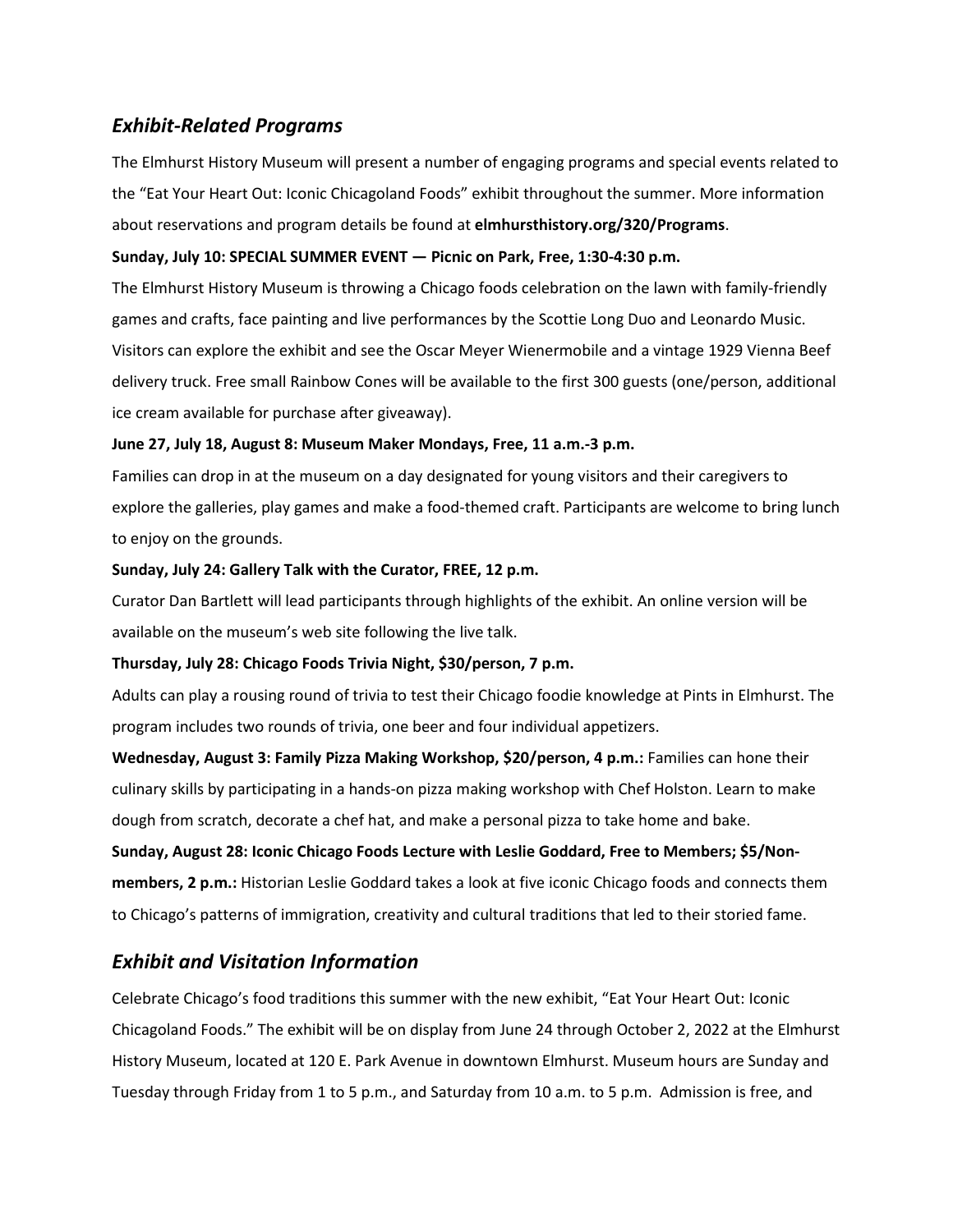## *Exhibit-Related Programs*

The Elmhurst History Museum will present a number of engaging programs and special events related to the "Eat Your Heart Out: Iconic Chicagoland Foods" exhibit throughout the summer. More information about reservations and program details be found at **elmhursthistory.org/320/Programs**.

**Sunday, July 10: SPECIAL SUMMER EVENT — Picnic on Park, Free, 1:30-4:30 p.m.**

The Elmhurst History Museum is throwing a Chicago foods celebration on the lawn with family-friendly games and crafts, face painting and live performances by the Scottie Long Duo and Leonardo Music. Visitors can explore the exhibit and see the Oscar Meyer Wienermobile and a vintage 1929 Vienna Beef delivery truck. Free small Rainbow Cones will be available to the first 300 guests (one/person, additional ice cream available for purchase after giveaway).

**June 27, July 18, August 8: Museum Maker Mondays, Free, 11 a.m.-3 p.m.**

Families can drop in at the museum on a day designated for young visitors and their caregivers to explore the galleries, play games and make a food-themed craft. Participants are welcome to bring lunch to enjoy on the grounds.

**Sunday, July 24: Gallery Talk with the Curator, FREE, 12 p.m.**

Curator Dan Bartlett will lead participants through highlights of the exhibit. An online version will be available on the museum's web site following the live talk.

**Thursday, July 28: Chicago Foods Trivia Night, $30/person, 7 p.m.**

Adults can play a rousing round of trivia to test their Chicago foodie knowledge at Pints in Elmhurst. The program includes two rounds of trivia, one beer and four individual appetizers.

**Wednesday, August 3: Family Pizza Making Workshop, $20/person, 4 p.m.:** Families can hone their culinary skills by participating in a hands-on pizza making workshop with Chef Holston. Learn to make dough from scratch, decorate a chef hat, and make a personal pizza to take home and bake.

**Sunday, August 28: Iconic Chicago Foods Lecture with Leslie Goddard, Free to Members; $5/Non-members, 2 p.m.:** Historian Leslie Goddard takes a look at five iconic Chicago foods and connects them to Chicago's patterns of immigration, creativity and cultural traditions that led to their storied fame.

## *Exhibit and Visitation Information*

Celebrate Chicago's food traditions this summer with the new exhibit, "Eat Your Heart Out: Iconic Chicagoland Foods." The exhibit will be on display from June 24 through October 2, 2022 at the Elmhurst History Museum, located at 120 E. Park Avenue in downtown Elmhurst. Museum hours are Sunday and Tuesday through Friday from 1 to 5 p.m., and Saturday from 10 a.m. to 5 p.m. Admission is free, and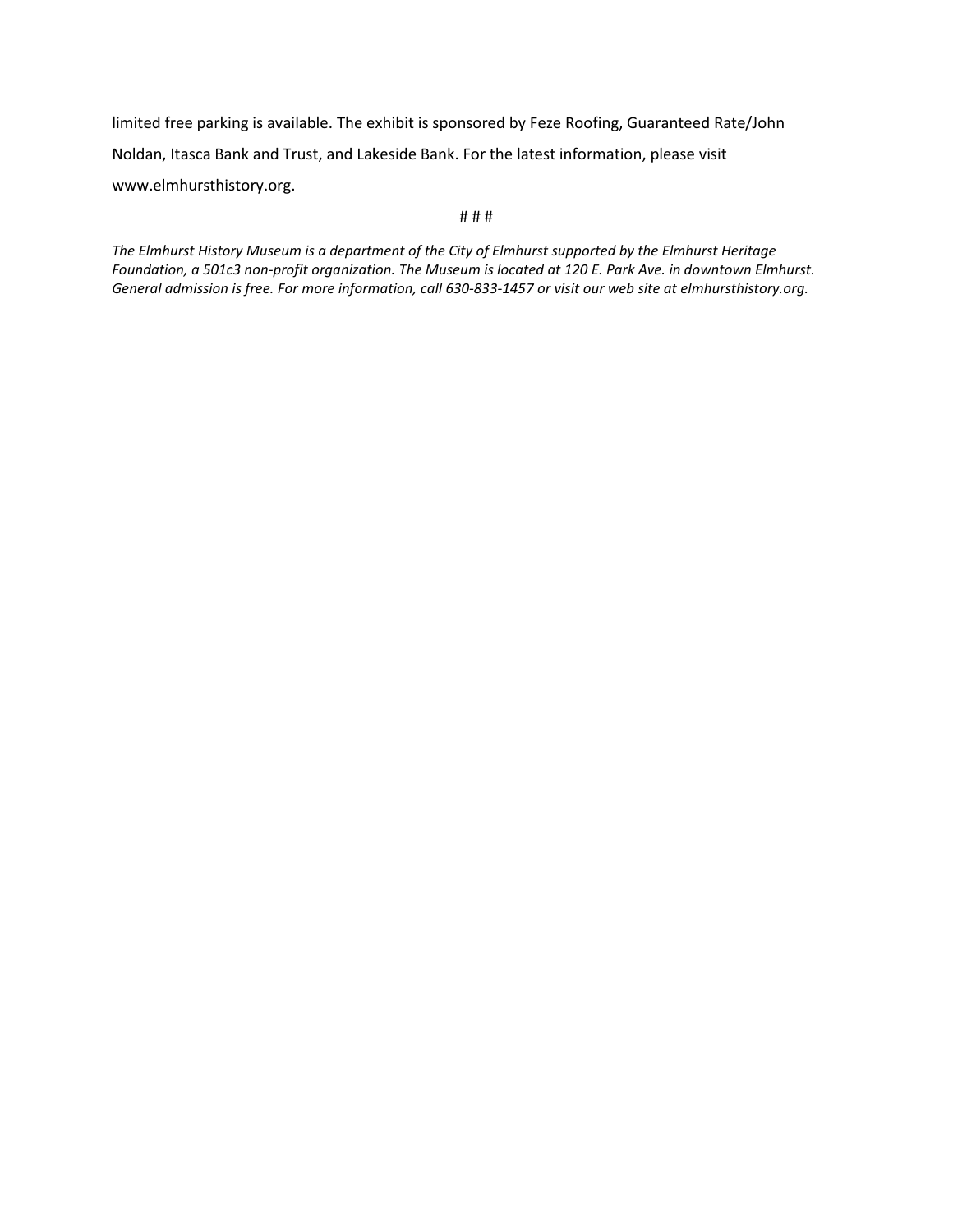limited free parking is available. The exhibit is sponsored by Feze Roofing, Guaranteed Rate/John Noldan, Itasca Bank and Trust, and Lakeside Bank. For the latest information, please visit www.elmhursthistory.org.

# # #

*The Elmhurst History Museum is a department of the City of Elmhurst supported by the Elmhurst Heritage Foundation, a 501c3 non-profit organization. The Museum is located at 120 E. Park Ave. in downtown Elmhurst. General admission is free. For more information, call 630-833-1457 or visit our web site at elmhursthistory.org.*